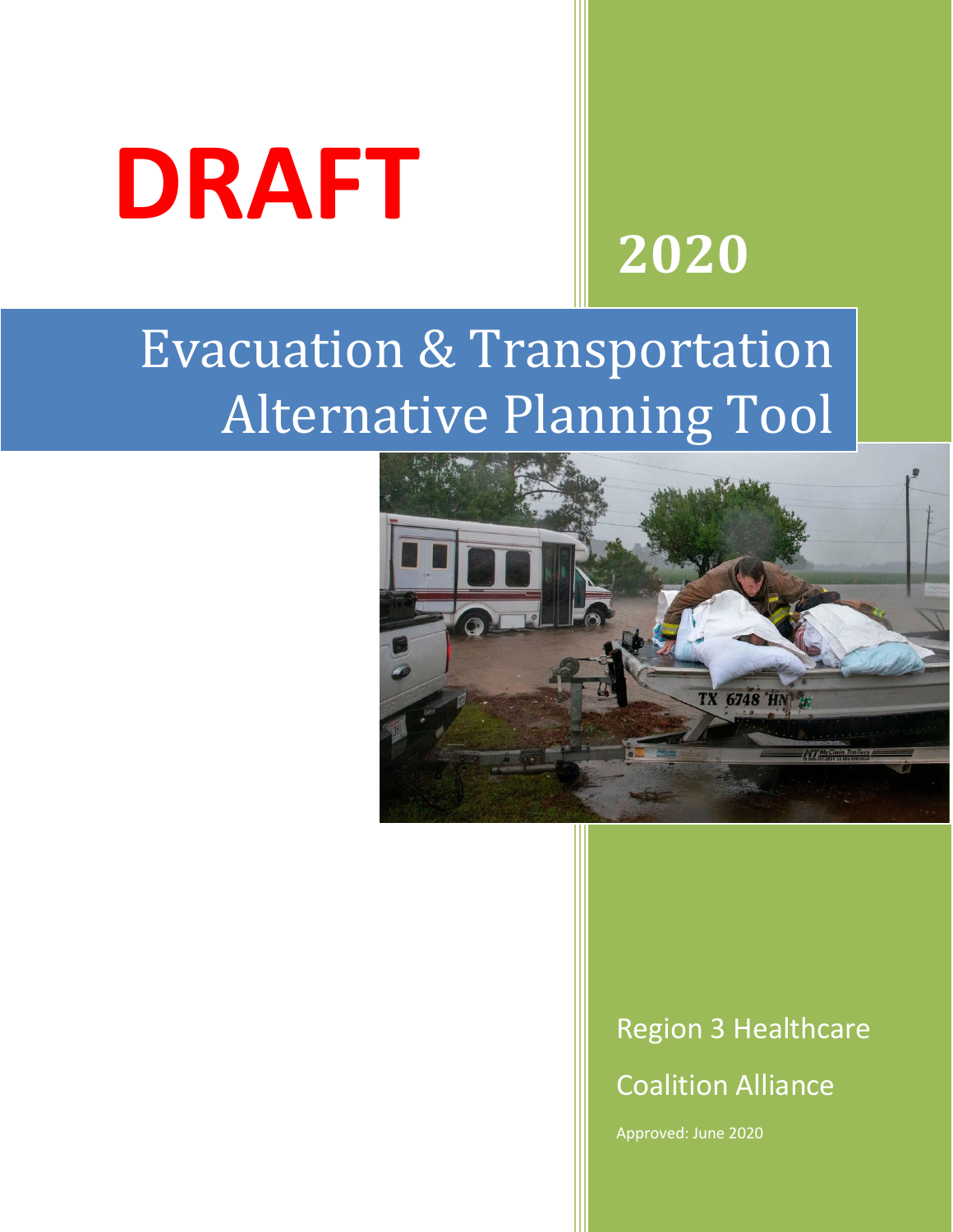**DRAFT**

**2020**

# Evacuation & Transportation Alternative Planning Tool

Region 3 Healthcare Coalition Alliance

Approved: June 2020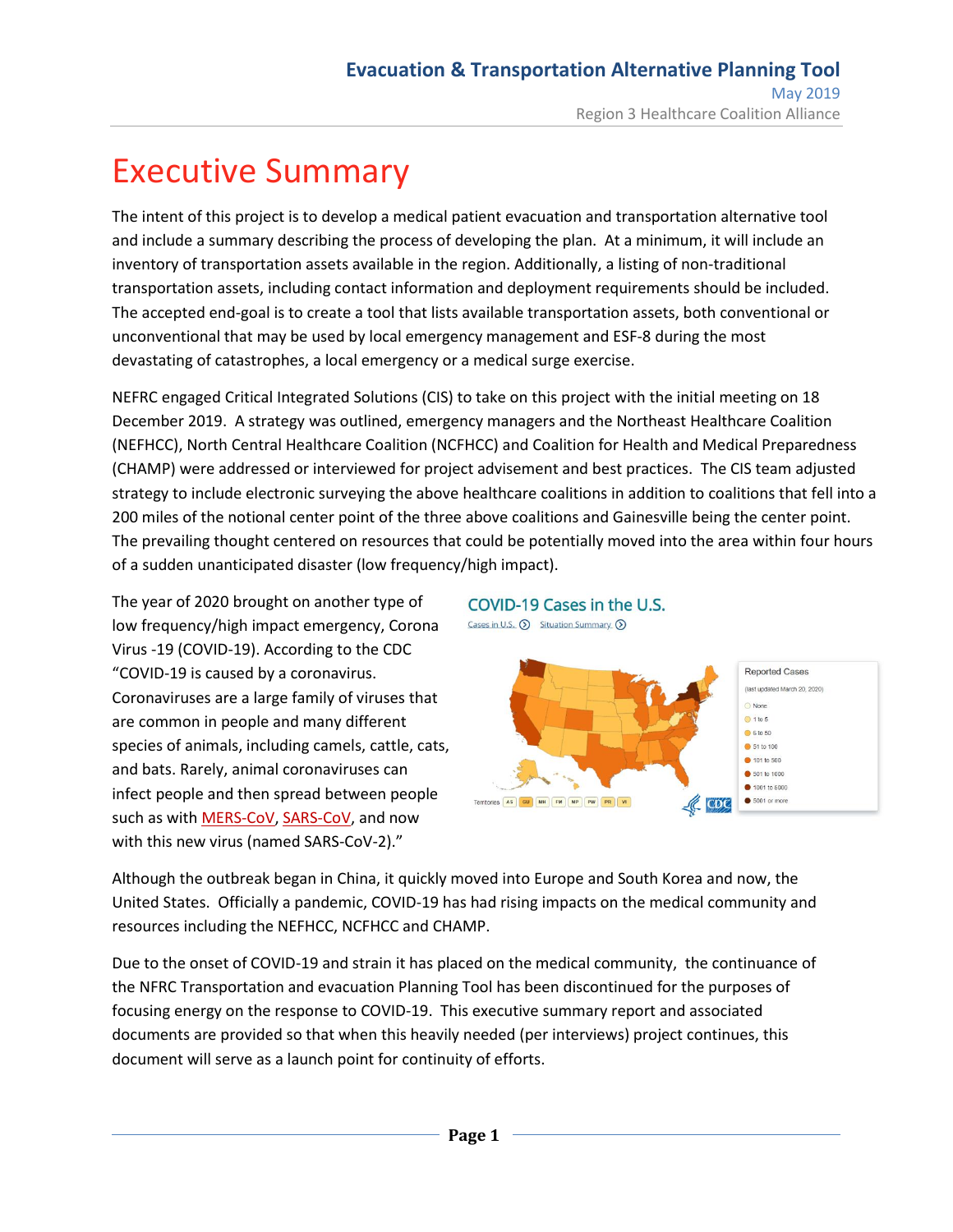# Executive Summary

The intent of this project is to develop a medical patient evacuation and transportation alternative tool and include a summary describing the process of developing the plan. At a minimum, it will include an inventory of transportation assets available in the region. Additionally, a listing of non-traditional transportation assets, including contact information and deployment requirements should be included. The accepted end-goal is to create a tool that lists available transportation assets, both conventional or unconventional that may be used by local emergency management and ESF-8 during the most devastating of catastrophes, a local emergency or a medical surge exercise.

NEFRC engaged Critical Integrated Solutions (CIS) to take on this project with the initial meeting on 18 December 2019. A strategy was outlined, emergency managers and the Northeast Healthcare Coalition (NEFHCC), North Central Healthcare Coalition (NCFHCC) and Coalition for Health and Medical Preparedness (CHAMP) were addressed or interviewed for project advisement and best practices. The CIS team adjusted strategy to include electronic surveying the above healthcare coalitions in addition to coalitions that fell into a 200 miles of the notional center point of the three above coalitions and Gainesville being the center point. The prevailing thought centered on resources that could be potentially moved into the area within four hours of a sudden unanticipated disaster (low frequency/high impact).

The year of 2020 brought on another type of low frequency/high impact emergency, Corona Virus -19 (COVID-19). According to the CDC "COVID-19 is caused by a coronavirus. Coronaviruses are a large family of viruses that are common in people and many different species of animals, including camels, cattle, cats, and bats. Rarely, animal coronaviruses can infect people and then spread between people such as with MERS-CoV, SARS-CoV, and now with this new virus (named SARS-CoV-2)."

COVID-19 Cases in the U.S.

Cases in U.S. Situation Summary

Reported Cases (last updated March 20, 2020): None; 1 to 5; 6 to 50; 51 to 100; 101 to 500; 501 to 1000; 1001 to 5000; 5001 or more

Territories: AS, GU, MH, FM, MP, PW, PR, VI

Although the outbreak began in China, it quickly moved into Europe and South Korea and now, the United States. Officially a pandemic, COVID-19 has had rising impacts on the medical community and resources including the NEFHCC, NCFHCC and CHAMP.

Due to the onset of COVID-19 and strain it has placed on the medical community, the continuance of the NFRC Transportation and evacuation Planning Tool has been discontinued for the purposes of focusing energy on the response to COVID-19. This executive summary report and associated documents are provided so that when this heavily needed (per interviews) project continues, this document will serve as a launch point for continuity of efforts.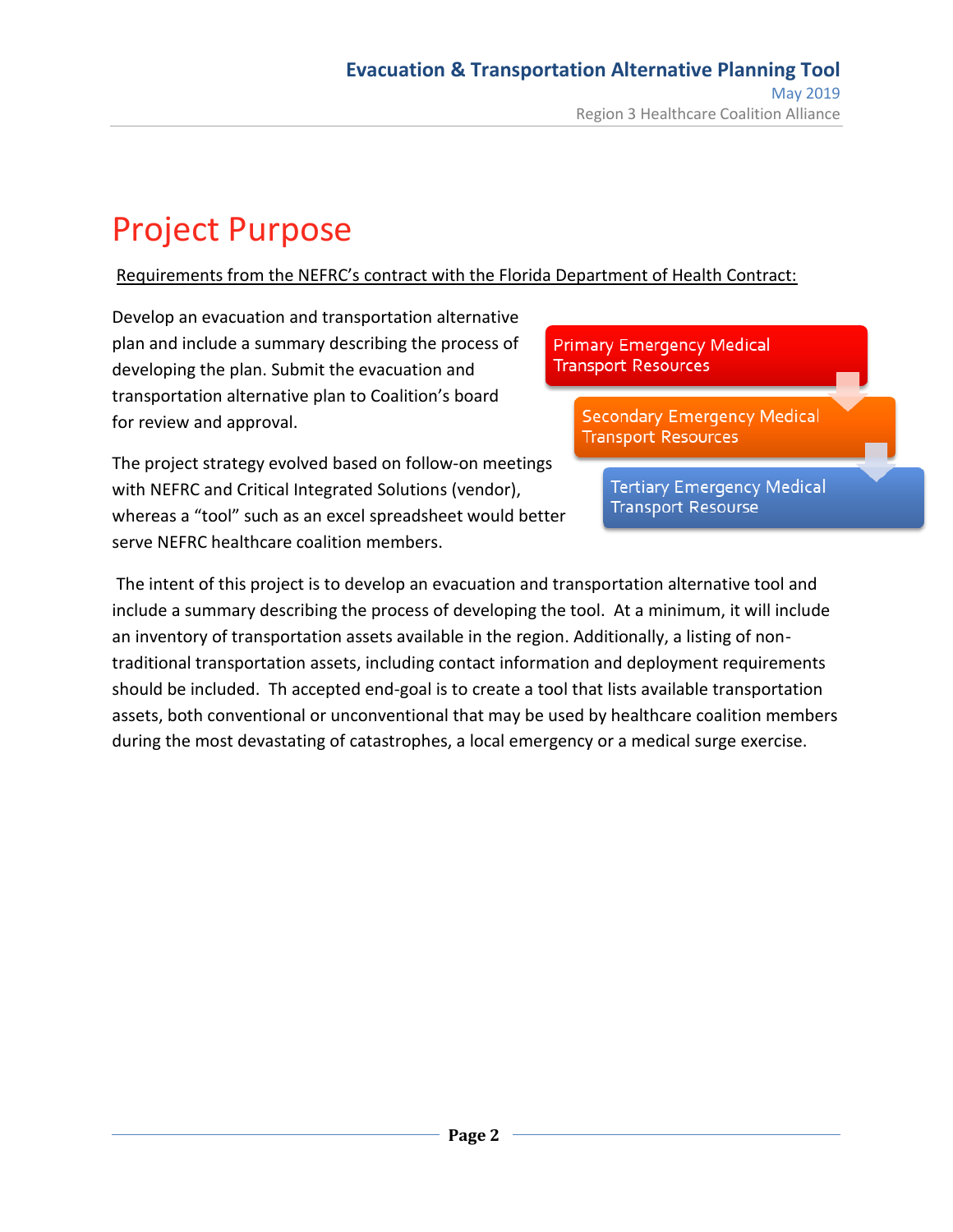# Project Purpose

Requirements from the NEFRC's contract with the Florida Department of Health Contract:

Develop an evacuation and transportation alternative plan and include a summary describing the process of developing the plan. Submit the evacuation and transportation alternative plan to Coalition's board for review and approval.

The project strategy evolved based on follow-on meetings with NEFRC and Critical Integrated Solutions (vendor), whereas a "tool" such as an excel spreadsheet would better serve NEFRC healthcare coalition members.

- Primary Emergency Medical Transport Resources
- Secondary Emergency Medical Transport Resources
- Tertiary Emergency Medical Transport Resourse

The intent of this project is to develop an evacuation and transportation alternative tool and include a summary describing the process of developing the tool. At a minimum, it will include an inventory of transportation assets available in the region. Additionally, a listing of non-traditional transportation assets, including contact information and deployment requirements should be included. Th accepted end-goal is to create a tool that lists available transportation assets, both conventional or unconventional that may be used by healthcare coalition members during the most devastating of catastrophes, a local emergency or a medical surge exercise.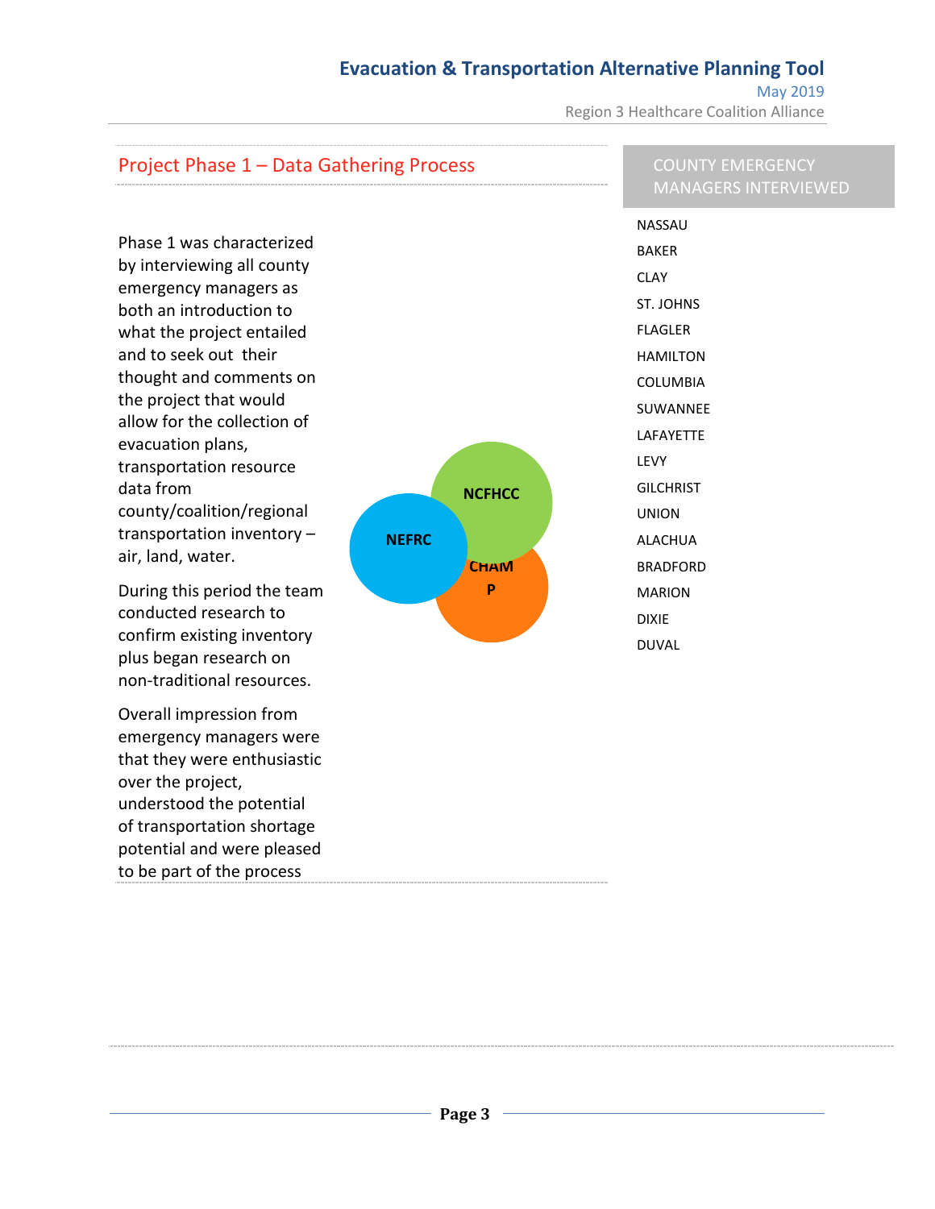## Project Phase 1 – Data Gathering Process

Phase 1 was characterized by interviewing all county emergency managers as both an introduction to what the project entailed and to seek out their thought and comments on the project that would allow for the collection of evacuation plans, transportation resource data from county/coalition/regional transportation inventory – air, land, water.

During this period the team conducted research to confirm existing inventory plus began research on non-traditional resources.

Overall impression from emergency managers were that they were enthusiastic over the project, understood the potential of transportation shortage potential and were pleased to be part of the process

NCFHCC

NEFRC

CHAMP

### COUNTY EMERGENCY MANAGERS INTERVIEWED

NASSAU
BAKER
CLAY
ST. JOHNS
FLAGLER
HAMILTON
COLUMBIA
SUWANNEE
LAFAYETTE
LEVY
GILCHRIST
UNION
ALACHUA
BRADFORD
MARION
DIXIE
DUVAL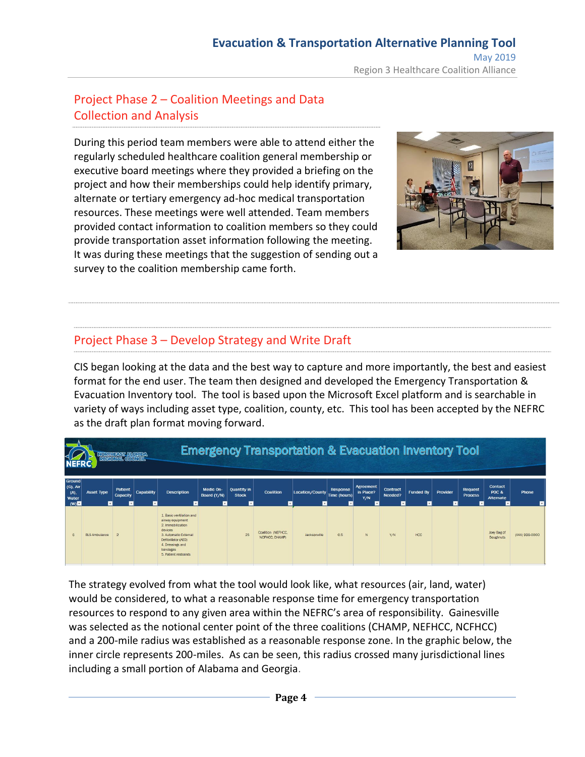## Project Phase 2 – Coalition Meetings and Data Collection and Analysis

During this period team members were able to attend either the regularly scheduled healthcare coalition general membership or executive board meetings where they provided a briefing on the project and how their memberships could help identify primary, alternate or tertiary emergency ad-hoc medical transportation resources. These meetings were well attended. Team members provided contact information to coalition members so they could provide transportation asset information following the meeting. It was during these meetings that the suggestion of sending out a survey to the coalition membership came forth.

## Project Phase 3 – Develop Strategy and Write Draft

CIS began looking at the data and the best way to capture and more importantly, the best and easiest format for the end user. The team then designed and developed the Emergency Transportation & Evacuation Inventory tool. The tool is based upon the Microsoft Excel platform and is searchable in variety of ways including asset type, coalition, county, etc. This tool has been accepted by the NEFRC as the draft plan format moving forward.

**Emergency Transportation & Evacuation Inventory Tool**

| Ground (G), Air (A), Water (W) | Asset Type | Patient Capacity | Capability | Description | Medic On-Board (Y/N) | Quantity in Stock | Coalition | Location/County | Response Time (hours) | Agreement in Place? Y/N | Contract Needed? | Funded By | Provider | Request Process | Contact POC & Alternate | Phone |
|---|---|---|---|---|---|---|---|---|---|---|---|---|---|---|---|---|
| G | BLS Ambulance | 2 | | 1. Basic ventilation and airway equipment 2. Immobilization devices 3. Automatic External Defibrillator (AED) 4. Dressings and bandages 5. Patient restraints | | 25 | Coalition (NEFHCC, NCFHCC, CHAMP) | Jacksonville | 0.5 | N | Y/N | HCC | | | Joey Bag of Doughnuts | (XXX) 999-0000 |

The strategy evolved from what the tool would look like, what resources (air, land, water) would be considered, to what a reasonable response time for emergency transportation resources to respond to any given area within the NEFRC's area of responsibility. Gainesville was selected as the notional center point of the three coalitions (CHAMP, NEFHCC, NCFHCC) and a 200-mile radius was established as a reasonable response zone. In the graphic below, the inner circle represents 200-miles. As can be seen, this radius crossed many jurisdictional lines including a small portion of Alabama and Georgia.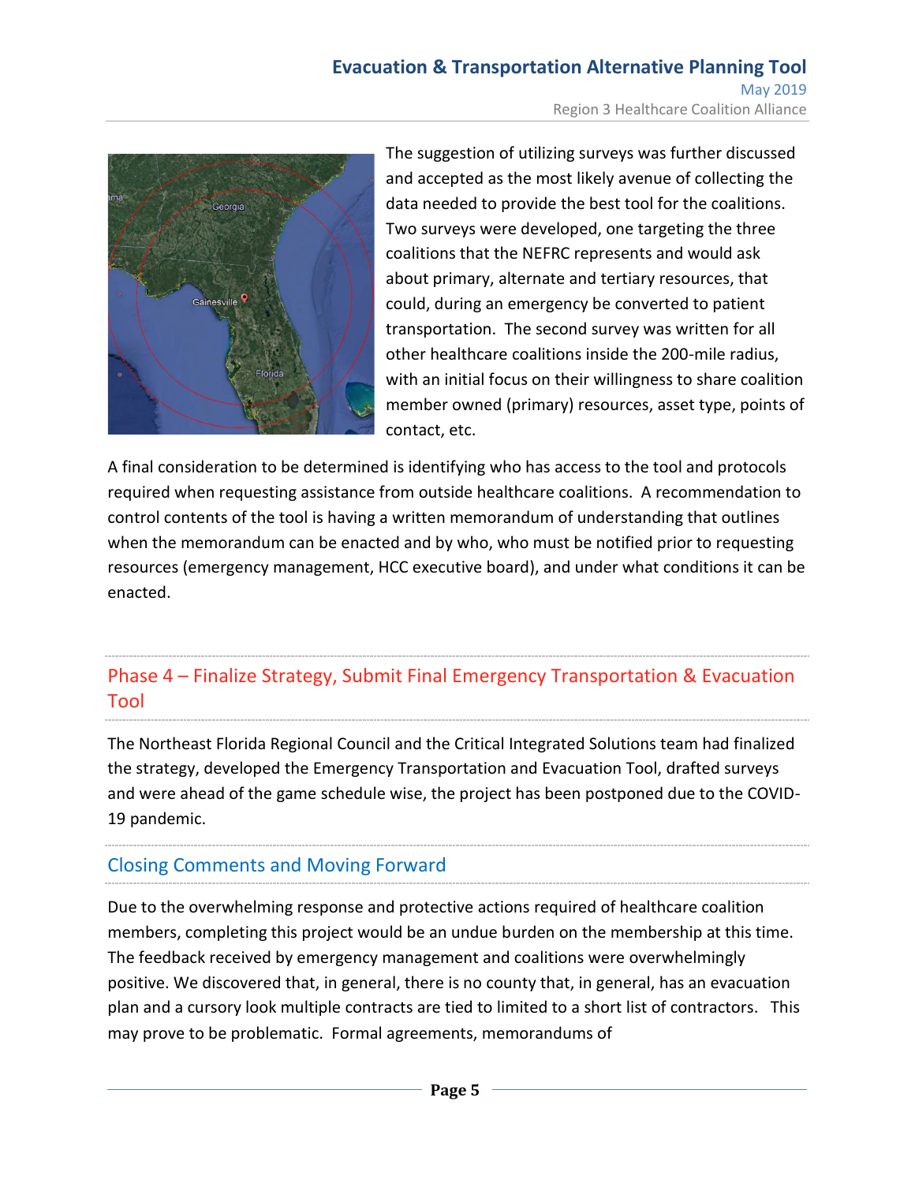The suggestion of utilizing surveys was further discussed and accepted as the most likely avenue of collecting the data needed to provide the best tool for the coalitions. Two surveys were developed, one targeting the three coalitions that the NEFRC represents and would ask about primary, alternate and tertiary resources, that could, during an emergency be converted to patient transportation. The second survey was written for all other healthcare coalitions inside the 200-mile radius, with an initial focus on their willingness to share coalition member owned (primary) resources, asset type, points of contact, etc.

A final consideration to be determined is identifying who has access to the tool and protocols required when requesting assistance from outside healthcare coalitions. A recommendation to control contents of the tool is having a written memorandum of understanding that outlines when the memorandum can be enacted and by who, who must be notified prior to requesting resources (emergency management, HCC executive board), and under what conditions it can be enacted.

## Phase 4 – Finalize Strategy, Submit Final Emergency Transportation & Evacuation Tool

The Northeast Florida Regional Council and the Critical Integrated Solutions team had finalized the strategy, developed the Emergency Transportation and Evacuation Tool, drafted surveys and were ahead of the game schedule wise, the project has been postponed due to the COVID-19 pandemic.

## Closing Comments and Moving Forward

Due to the overwhelming response and protective actions required of healthcare coalition members, completing this project would be an undue burden on the membership at this time. The feedback received by emergency management and coalitions were overwhelmingly positive. We discovered that, in general, there is no county that, in general, has an evacuation plan and a cursory look multiple contracts are tied to limited to a short list of contractors. This may prove to be problematic. Formal agreements, memorandums of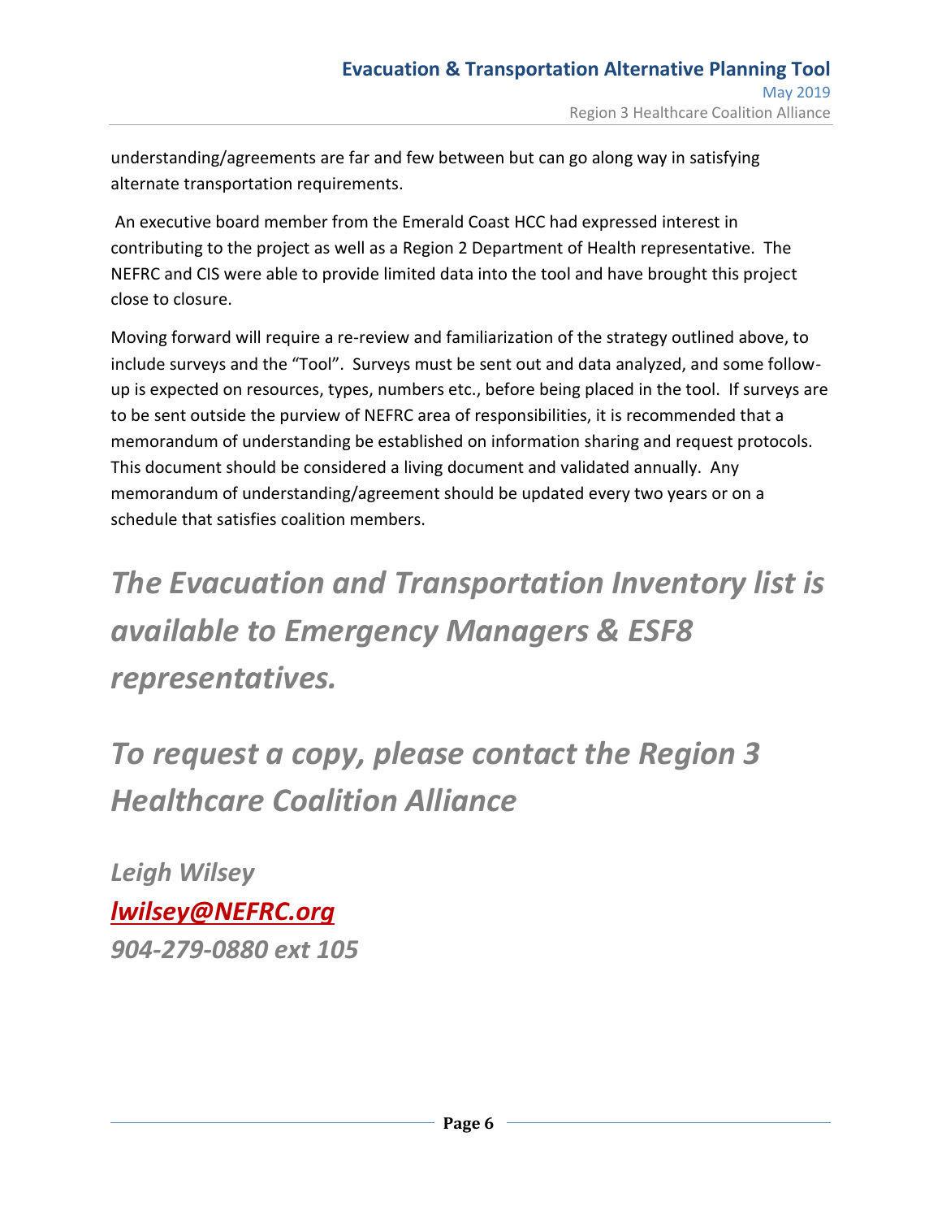understanding/agreements are far and few between but can go along way in satisfying alternate transportation requirements.

An executive board member from the Emerald Coast HCC had expressed interest in contributing to the project as well as a Region 2 Department of Health representative. The NEFRC and CIS were able to provide limited data into the tool and have brought this project close to closure.

Moving forward will require a re-review and familiarization of the strategy outlined above, to include surveys and the "Tool". Surveys must be sent out and data analyzed, and some follow-up is expected on resources, types, numbers etc., before being placed in the tool. If surveys are to be sent outside the purview of NEFRC area of responsibilities, it is recommended that a memorandum of understanding be established on information sharing and request protocols. This document should be considered a living document and validated annually. Any memorandum of understanding/agreement should be updated every two years or on a schedule that satisfies coalition members.

***The Evacuation and Transportation Inventory list is available to Emergency Managers & ESF8 representatives.***

***To request a copy, please contact the Region 3 Healthcare Coalition Alliance***

***Leigh Wilsey***
***lwilsey@NEFRC.org***
***904-279-0880 ext 105***